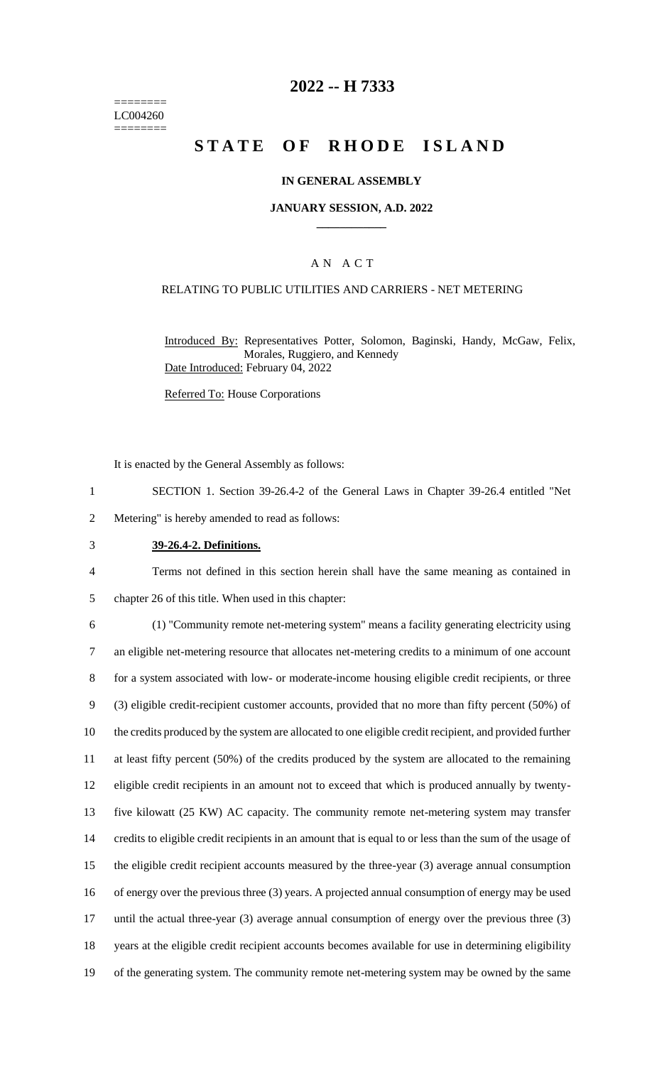========
LC004260
========

# 2022 -- H 7333

# STATE OF RHODE ISLAND

## IN GENERAL ASSEMBLY

### JANUARY SESSION, A.D. 2022

### A N A C T

RELATING TO PUBLIC UTILITIES AND CARRIERS - NET METERING

Introduced By: Representatives Potter, Solomon, Baginski, Handy, McGaw, Felix, Morales, Ruggiero, and Kennedy

Date Introduced: February 04, 2022

Referred To: House Corporations

It is enacted by the General Assembly as follows:

1 SECTION 1. Section 39-26.4-2 of the General Laws in Chapter 39-26.4 entitled "Net
2 Metering" is hereby amended to read as follows:

3 **39-26.4-2. Definitions.**

4 Terms not defined in this section herein shall have the same meaning as contained in
5 chapter 26 of this title. When used in this chapter:

6 (1) "Community remote net-metering system" means a facility generating electricity using
7 an eligible net-metering resource that allocates net-metering credits to a minimum of one account
8 for a system associated with low- or moderate-income housing eligible credit recipients, or three
9 (3) eligible credit-recipient customer accounts, provided that no more than fifty percent (50%) of
10 the credits produced by the system are allocated to one eligible credit recipient, and provided further
11 at least fifty percent (50%) of the credits produced by the system are allocated to the remaining
12 eligible credit recipients in an amount not to exceed that which is produced annually by twenty-
13 five kilowatt (25 KW) AC capacity. The community remote net-metering system may transfer
14 credits to eligible credit recipients in an amount that is equal to or less than the sum of the usage of
15 the eligible credit recipient accounts measured by the three-year (3) average annual consumption
16 of energy over the previous three (3) years. A projected annual consumption of energy may be used
17 until the actual three-year (3) average annual consumption of energy over the previous three (3)
18 years at the eligible credit recipient accounts becomes available for use in determining eligibility
19 of the generating system. The community remote net-metering system may be owned by the same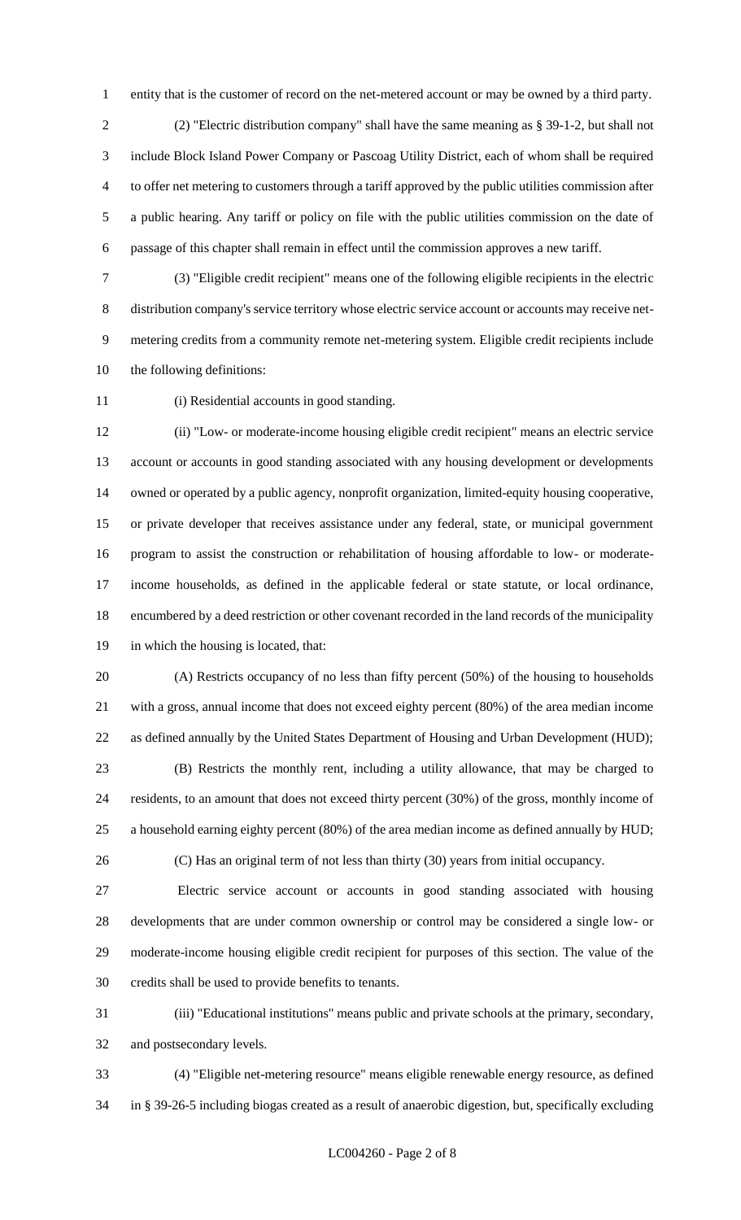entity that is the customer of record on the net-metered account or may be owned by a third party.

(2) "Electric distribution company" shall have the same meaning as § 39-1-2, but shall not include Block Island Power Company or Pascoag Utility District, each of whom shall be required to offer net metering to customers through a tariff approved by the public utilities commission after a public hearing. Any tariff or policy on file with the public utilities commission on the date of passage of this chapter shall remain in effect until the commission approves a new tariff.

(3) "Eligible credit recipient" means one of the following eligible recipients in the electric distribution company's service territory whose electric service account or accounts may receive net-metering credits from a community remote net-metering system. Eligible credit recipients include the following definitions:

(i) Residential accounts in good standing.

(ii) "Low- or moderate-income housing eligible credit recipient" means an electric service account or accounts in good standing associated with any housing development or developments owned or operated by a public agency, nonprofit organization, limited-equity housing cooperative, or private developer that receives assistance under any federal, state, or municipal government program to assist the construction or rehabilitation of housing affordable to low- or moderate-income households, as defined in the applicable federal or state statute, or local ordinance, encumbered by a deed restriction or other covenant recorded in the land records of the municipality in which the housing is located, that:

(A) Restricts occupancy of no less than fifty percent (50%) of the housing to households with a gross, annual income that does not exceed eighty percent (80%) of the area median income as defined annually by the United States Department of Housing and Urban Development (HUD);

(B) Restricts the monthly rent, including a utility allowance, that may be charged to residents, to an amount that does not exceed thirty percent (30%) of the gross, monthly income of a household earning eighty percent (80%) of the area median income as defined annually by HUD;

(C) Has an original term of not less than thirty (30) years from initial occupancy.

Electric service account or accounts in good standing associated with housing developments that are under common ownership or control may be considered a single low- or moderate-income housing eligible credit recipient for purposes of this section. The value of the credits shall be used to provide benefits to tenants.

(iii) "Educational institutions" means public and private schools at the primary, secondary, and postsecondary levels.

(4) "Eligible net-metering resource" means eligible renewable energy resource, as defined in § 39-26-5 including biogas created as a result of anaerobic digestion, but, specifically excluding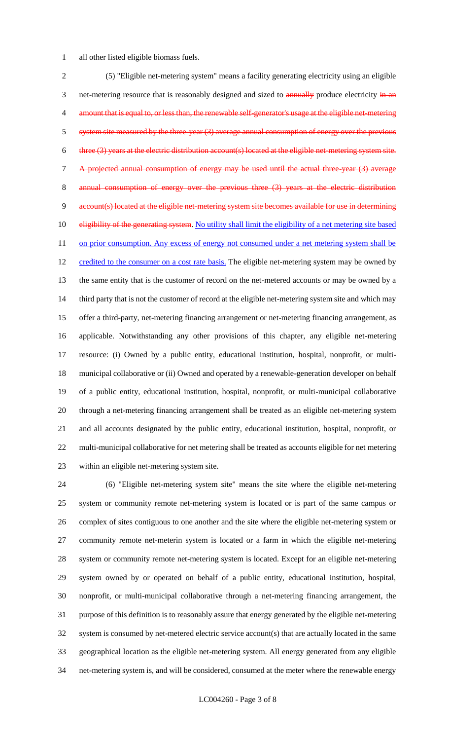all other listed eligible biomass fuels.

(5) "Eligible net-metering system" means a facility generating electricity using an eligible net-metering resource that is reasonably designed and sized to ~~annually~~ produce electricity ~~in an amount that is equal to, or less than, the renewable self-generator's usage at the eligible net-metering system site measured by the three-year (3) average annual consumption of energy over the previous three (3) years at the electric distribution account(s) located at the eligible net-metering system site. A projected annual consumption of energy may be used until the actual three-year (3) average annual consumption of energy over the previous three (3) years at the electric distribution account(s) located at the eligible net-metering system site becomes available for use in determining eligibility of the generating system~~. <u>No utility shall limit the eligibility of a net metering site based on prior consumption. Any excess of energy not consumed under a net metering system shall be credited to the consumer on a cost rate basis.</u> The eligible net-metering system may be owned by the same entity that is the customer of record on the net-metered accounts or may be owned by a third party that is not the customer of record at the eligible net-metering system site and which may offer a third-party, net-metering financing arrangement or net-metering financing arrangement, as applicable. Notwithstanding any other provisions of this chapter, any eligible net-metering resource: (i) Owned by a public entity, educational institution, hospital, nonprofit, or multi-municipal collaborative or (ii) Owned and operated by a renewable-generation developer on behalf of a public entity, educational institution, hospital, nonprofit, or multi-municipal collaborative through a net-metering financing arrangement shall be treated as an eligible net-metering system and all accounts designated by the public entity, educational institution, hospital, nonprofit, or multi-municipal collaborative for net metering shall be treated as accounts eligible for net metering within an eligible net-metering system site.

(6) "Eligible net-metering system site" means the site where the eligible net-metering system or community remote net-metering system is located or is part of the same campus or complex of sites contiguous to one another and the site where the eligible net-metering system or community remote net-meterin system is located or a farm in which the eligible net-metering system or community remote net-metering system is located. Except for an eligible net-metering system owned by or operated on behalf of a public entity, educational institution, hospital, nonprofit, or multi-municipal collaborative through a net-metering financing arrangement, the purpose of this definition is to reasonably assure that energy generated by the eligible net-metering system is consumed by net-metered electric service account(s) that are actually located in the same geographical location as the eligible net-metering system. All energy generated from any eligible net-metering system is, and will be considered, consumed at the meter where the renewable energy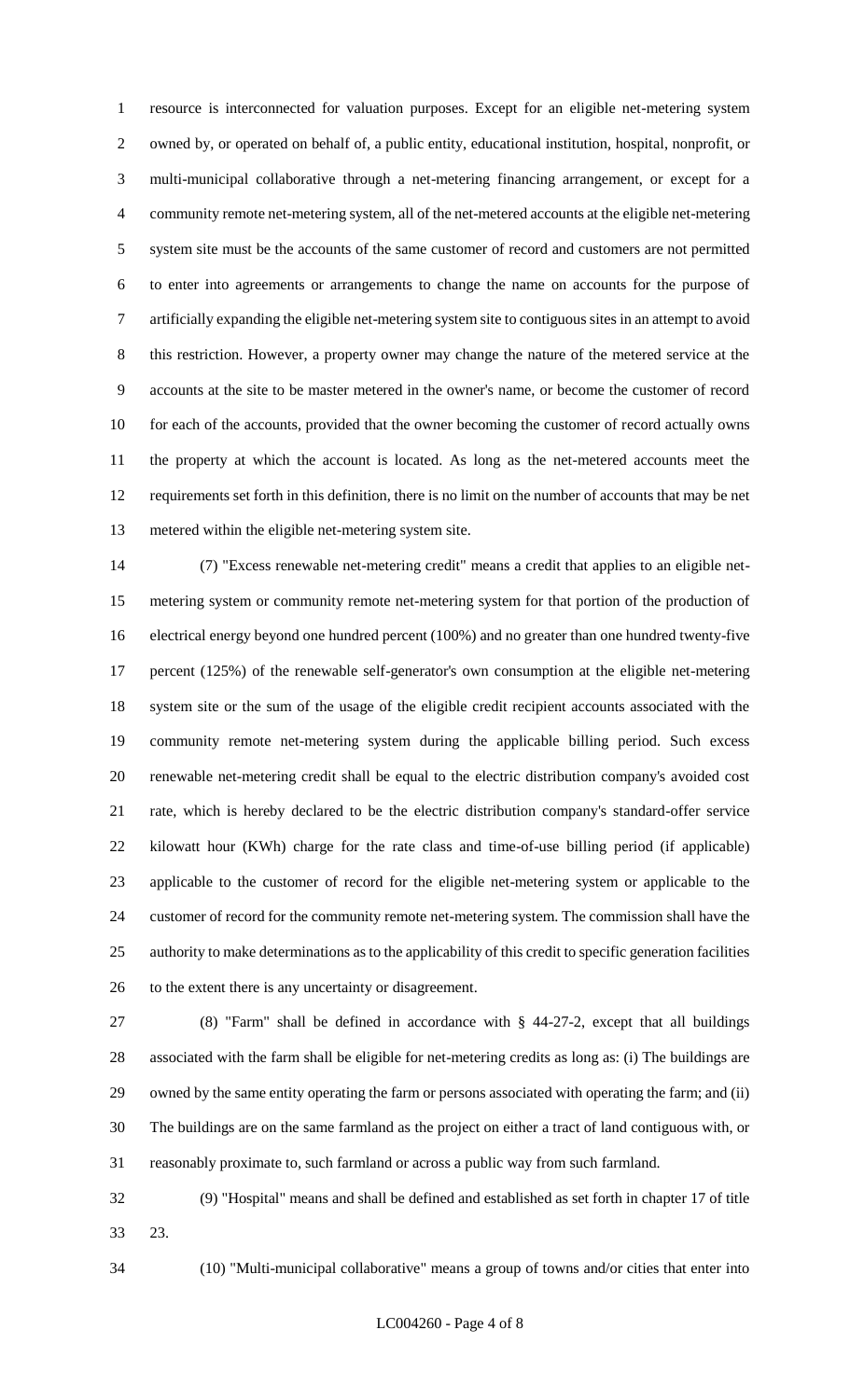resource is interconnected for valuation purposes. Except for an eligible net-metering system owned by, or operated on behalf of, a public entity, educational institution, hospital, nonprofit, or multi-municipal collaborative through a net-metering financing arrangement, or except for a community remote net-metering system, all of the net-metered accounts at the eligible net-metering system site must be the accounts of the same customer of record and customers are not permitted to enter into agreements or arrangements to change the name on accounts for the purpose of artificially expanding the eligible net-metering system site to contiguous sites in an attempt to avoid this restriction. However, a property owner may change the nature of the metered service at the accounts at the site to be master metered in the owner's name, or become the customer of record for each of the accounts, provided that the owner becoming the customer of record actually owns the property at which the account is located. As long as the net-metered accounts meet the requirements set forth in this definition, there is no limit on the number of accounts that may be net metered within the eligible net-metering system site.

(7) "Excess renewable net-metering credit" means a credit that applies to an eligible net-metering system or community remote net-metering system for that portion of the production of electrical energy beyond one hundred percent (100%) and no greater than one hundred twenty-five percent (125%) of the renewable self-generator's own consumption at the eligible net-metering system site or the sum of the usage of the eligible credit recipient accounts associated with the community remote net-metering system during the applicable billing period. Such excess renewable net-metering credit shall be equal to the electric distribution company's avoided cost rate, which is hereby declared to be the electric distribution company's standard-offer service kilowatt hour (KWh) charge for the rate class and time-of-use billing period (if applicable) applicable to the customer of record for the eligible net-metering system or applicable to the customer of record for the community remote net-metering system. The commission shall have the authority to make determinations as to the applicability of this credit to specific generation facilities to the extent there is any uncertainty or disagreement.

(8) "Farm" shall be defined in accordance with § 44-27-2, except that all buildings associated with the farm shall be eligible for net-metering credits as long as: (i) The buildings are owned by the same entity operating the farm or persons associated with operating the farm; and (ii) The buildings are on the same farmland as the project on either a tract of land contiguous with, or reasonably proximate to, such farmland or across a public way from such farmland.

(9) "Hospital" means and shall be defined and established as set forth in chapter 17 of title 23.

(10) "Multi-municipal collaborative" means a group of towns and/or cities that enter into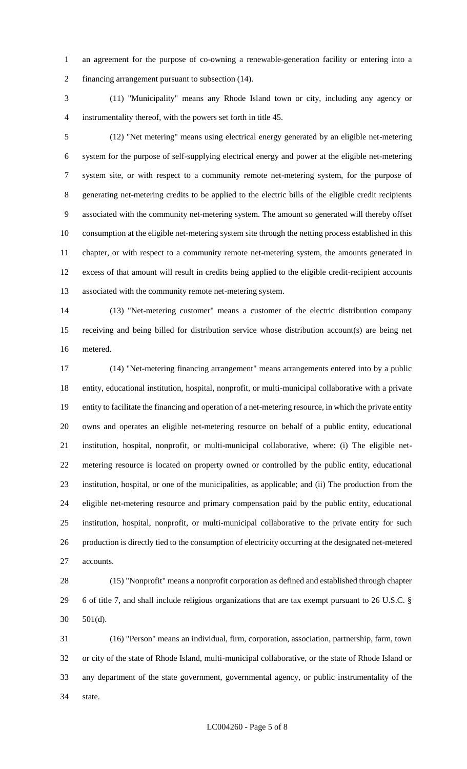an agreement for the purpose of co-owning a renewable-generation facility or entering into a financing arrangement pursuant to subsection (14).

(11) "Municipality" means any Rhode Island town or city, including any agency or instrumentality thereof, with the powers set forth in title 45.

(12) "Net metering" means using electrical energy generated by an eligible net-metering system for the purpose of self-supplying electrical energy and power at the eligible net-metering system site, or with respect to a community remote net-metering system, for the purpose of generating net-metering credits to be applied to the electric bills of the eligible credit recipients associated with the community net-metering system. The amount so generated will thereby offset consumption at the eligible net-metering system site through the netting process established in this chapter, or with respect to a community remote net-metering system, the amounts generated in excess of that amount will result in credits being applied to the eligible credit-recipient accounts associated with the community remote net-metering system.

(13) "Net-metering customer" means a customer of the electric distribution company receiving and being billed for distribution service whose distribution account(s) are being net metered.

(14) "Net-metering financing arrangement" means arrangements entered into by a public entity, educational institution, hospital, nonprofit, or multi-municipal collaborative with a private entity to facilitate the financing and operation of a net-metering resource, in which the private entity owns and operates an eligible net-metering resource on behalf of a public entity, educational institution, hospital, nonprofit, or multi-municipal collaborative, where: (i) The eligible net-metering resource is located on property owned or controlled by the public entity, educational institution, hospital, or one of the municipalities, as applicable; and (ii) The production from the eligible net-metering resource and primary compensation paid by the public entity, educational institution, hospital, nonprofit, or multi-municipal collaborative to the private entity for such production is directly tied to the consumption of electricity occurring at the designated net-metered accounts.

(15) "Nonprofit" means a nonprofit corporation as defined and established through chapter 6 of title 7, and shall include religious organizations that are tax exempt pursuant to 26 U.S.C. § 501(d).

(16) "Person" means an individual, firm, corporation, association, partnership, farm, town or city of the state of Rhode Island, multi-municipal collaborative, or the state of Rhode Island or any department of the state government, governmental agency, or public instrumentality of the state.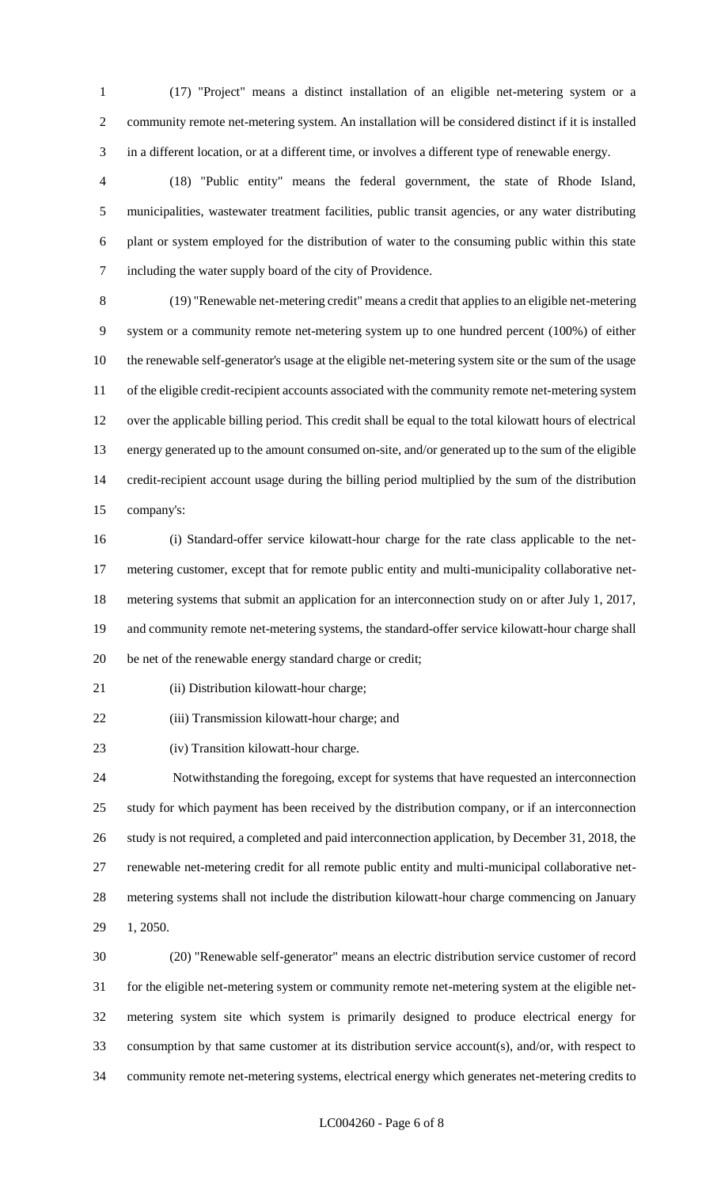(17) "Project" means a distinct installation of an eligible net-metering system or a community remote net-metering system. An installation will be considered distinct if it is installed in a different location, or at a different time, or involves a different type of renewable energy.

(18) "Public entity" means the federal government, the state of Rhode Island, municipalities, wastewater treatment facilities, public transit agencies, or any water distributing plant or system employed for the distribution of water to the consuming public within this state including the water supply board of the city of Providence.

(19) "Renewable net-metering credit" means a credit that applies to an eligible net-metering system or a community remote net-metering system up to one hundred percent (100%) of either the renewable self-generator's usage at the eligible net-metering system site or the sum of the usage of the eligible credit-recipient accounts associated with the community remote net-metering system over the applicable billing period. This credit shall be equal to the total kilowatt hours of electrical energy generated up to the amount consumed on-site, and/or generated up to the sum of the eligible credit-recipient account usage during the billing period multiplied by the sum of the distribution company's:

(i) Standard-offer service kilowatt-hour charge for the rate class applicable to the net-metering customer, except that for remote public entity and multi-municipality collaborative net-metering systems that submit an application for an interconnection study on or after July 1, 2017, and community remote net-metering systems, the standard-offer service kilowatt-hour charge shall be net of the renewable energy standard charge or credit;

(ii) Distribution kilowatt-hour charge;

(iii) Transmission kilowatt-hour charge; and

(iv) Transition kilowatt-hour charge.

Notwithstanding the foregoing, except for systems that have requested an interconnection study for which payment has been received by the distribution company, or if an interconnection study is not required, a completed and paid interconnection application, by December 31, 2018, the renewable net-metering credit for all remote public entity and multi-municipal collaborative net-metering systems shall not include the distribution kilowatt-hour charge commencing on January 1, 2050.

(20) "Renewable self-generator" means an electric distribution service customer of record for the eligible net-metering system or community remote net-metering system at the eligible net-metering system site which system is primarily designed to produce electrical energy for consumption by that same customer at its distribution service account(s), and/or, with respect to community remote net-metering systems, electrical energy which generates net-metering credits to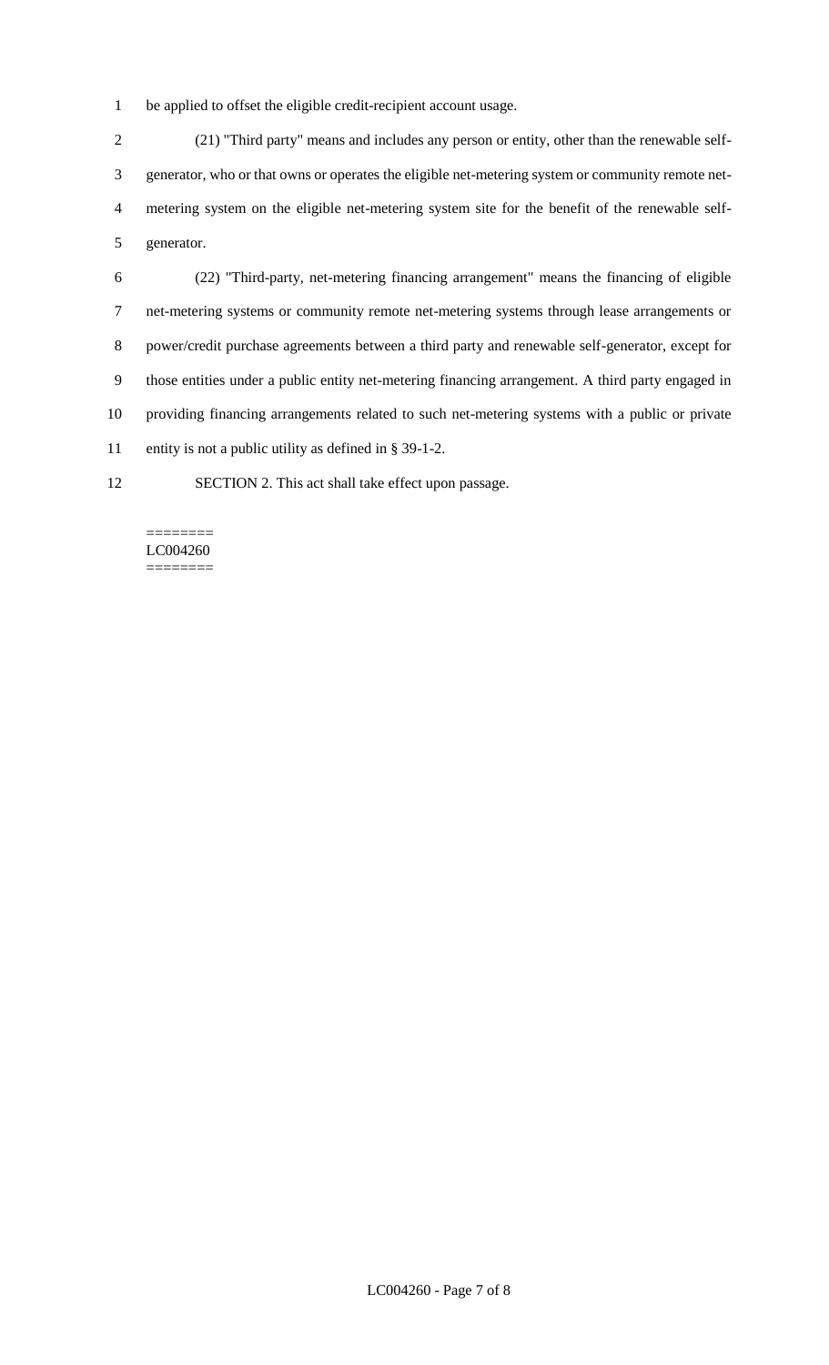be applied to offset the eligible credit-recipient account usage.

(21) "Third party" means and includes any person or entity, other than the renewable self-generator, who or that owns or operates the eligible net-metering system or community remote net-metering system on the eligible net-metering system site for the benefit of the renewable self-generator.

(22) "Third-party, net-metering financing arrangement" means the financing of eligible net-metering systems or community remote net-metering systems through lease arrangements or power/credit purchase agreements between a third party and renewable self-generator, except for those entities under a public entity net-metering financing arrangement. A third party engaged in providing financing arrangements related to such net-metering systems with a public or private entity is not a public utility as defined in § 39-1-2.

SECTION 2. This act shall take effect upon passage.

========
LC004260
========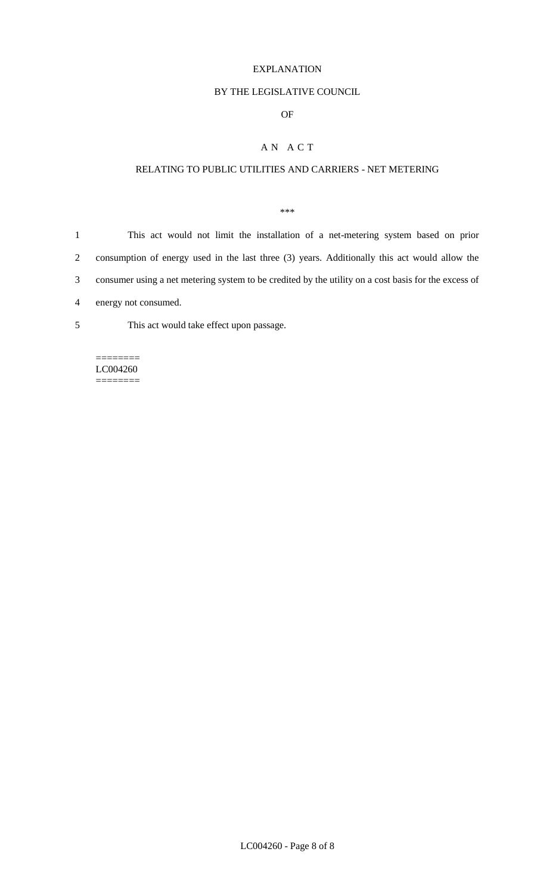EXPLANATION

BY THE LEGISLATIVE COUNCIL

OF

# A N A C T

## RELATING TO PUBLIC UTILITIES AND CARRIERS - NET METERING

\*\*\*

This act would not limit the installation of a net-metering system based on prior consumption of energy used in the last three (3) years. Additionally this act would allow the consumer using a net metering system to be credited by the utility on a cost basis for the excess of energy not consumed.

This act would take effect upon passage.

========
LC004260
========